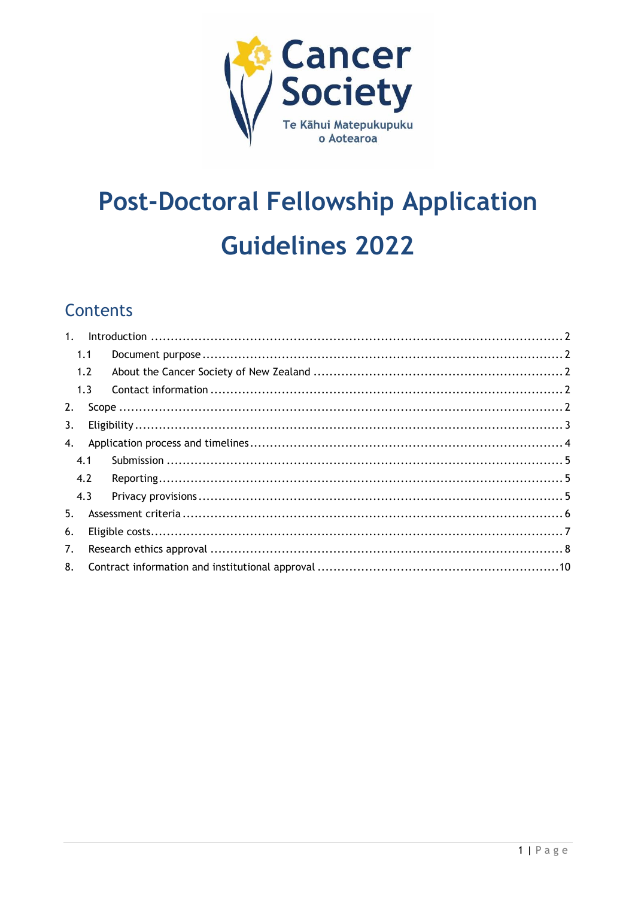Cancer Society

Te Kāhui Matepukupuku o Aotearoa

# Post-Doctoral Fellowship Application Guidelines 2022

## Contents

1. Introduction ..... 2
   - 1.1 Document purpose ..... 2
   - 1.2 About the Cancer Society of New Zealand ..... 2
   - 1.3 Contact information ..... 2
2. Scope ..... 2
3. Eligibility ..... 3
4. Application process and timelines ..... 4
   - 4.1 Submission ..... 5
   - 4.2 Reporting ..... 5
   - 4.3 Privacy provisions ..... 5
5. Assessment criteria ..... 6
6. Eligible costs ..... 7
7. Research ethics approval ..... 8
8. Contract information and institutional approval ..... 10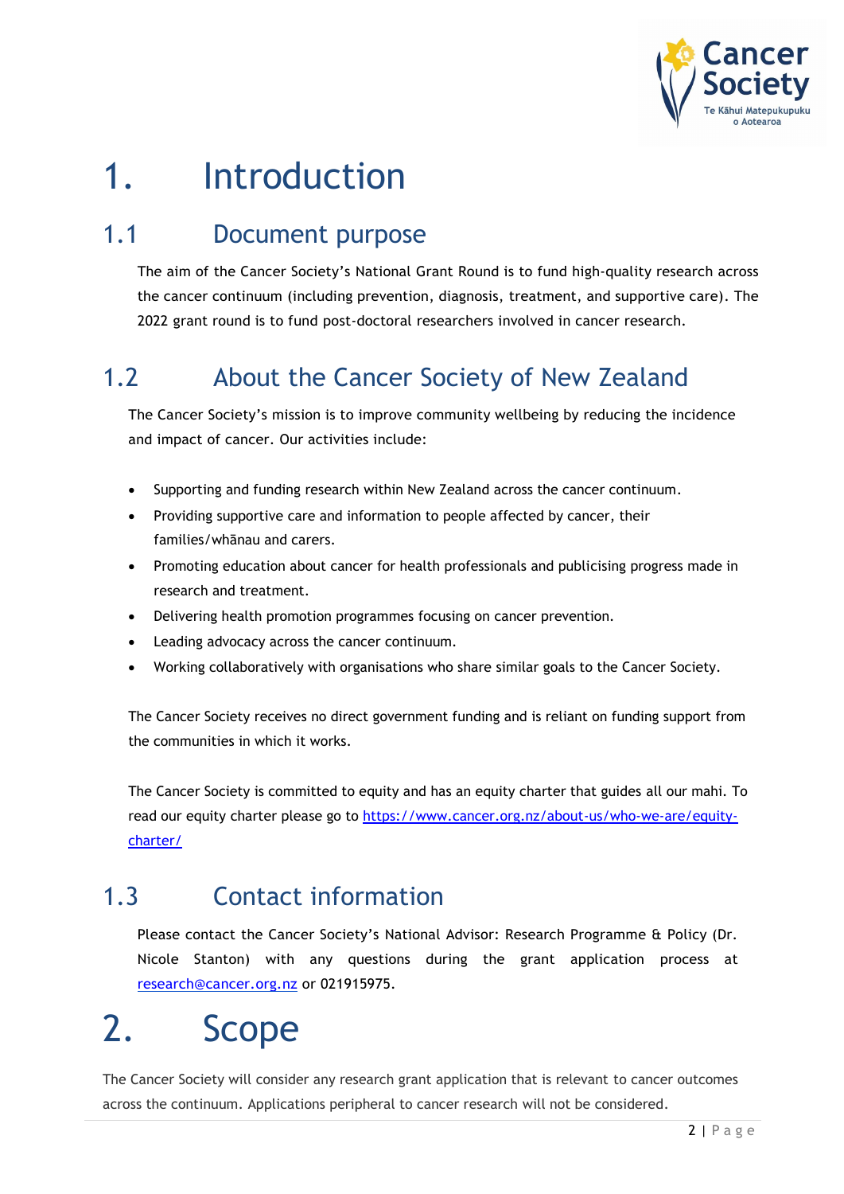# 1. Introduction

## 1.1 Document purpose

The aim of the Cancer Society's National Grant Round is to fund high-quality research across the cancer continuum (including prevention, diagnosis, treatment, and supportive care). The 2022 grant round is to fund post-doctoral researchers involved in cancer research.

## 1.2 About the Cancer Society of New Zealand

The Cancer Society's mission is to improve community wellbeing by reducing the incidence and impact of cancer. Our activities include:

- Supporting and funding research within New Zealand across the cancer continuum.
- Providing supportive care and information to people affected by cancer, their families/whānau and carers.
- Promoting education about cancer for health professionals and publicising progress made in research and treatment.
- Delivering health promotion programmes focusing on cancer prevention.
- Leading advocacy across the cancer continuum.
- Working collaboratively with organisations who share similar goals to the Cancer Society.

The Cancer Society receives no direct government funding and is reliant on funding support from the communities in which it works.

The Cancer Society is committed to equity and has an equity charter that guides all our mahi. To read our equity charter please go to https://www.cancer.org.nz/about-us/who-we-are/equity-charter/

## 1.3 Contact information

Please contact the Cancer Society's National Advisor: Research Programme & Policy (Dr. Nicole Stanton) with any questions during the grant application process at research@cancer.org.nz or 021915975.

# 2. Scope

The Cancer Society will consider any research grant application that is relevant to cancer outcomes across the continuum. Applications peripheral to cancer research will not be considered.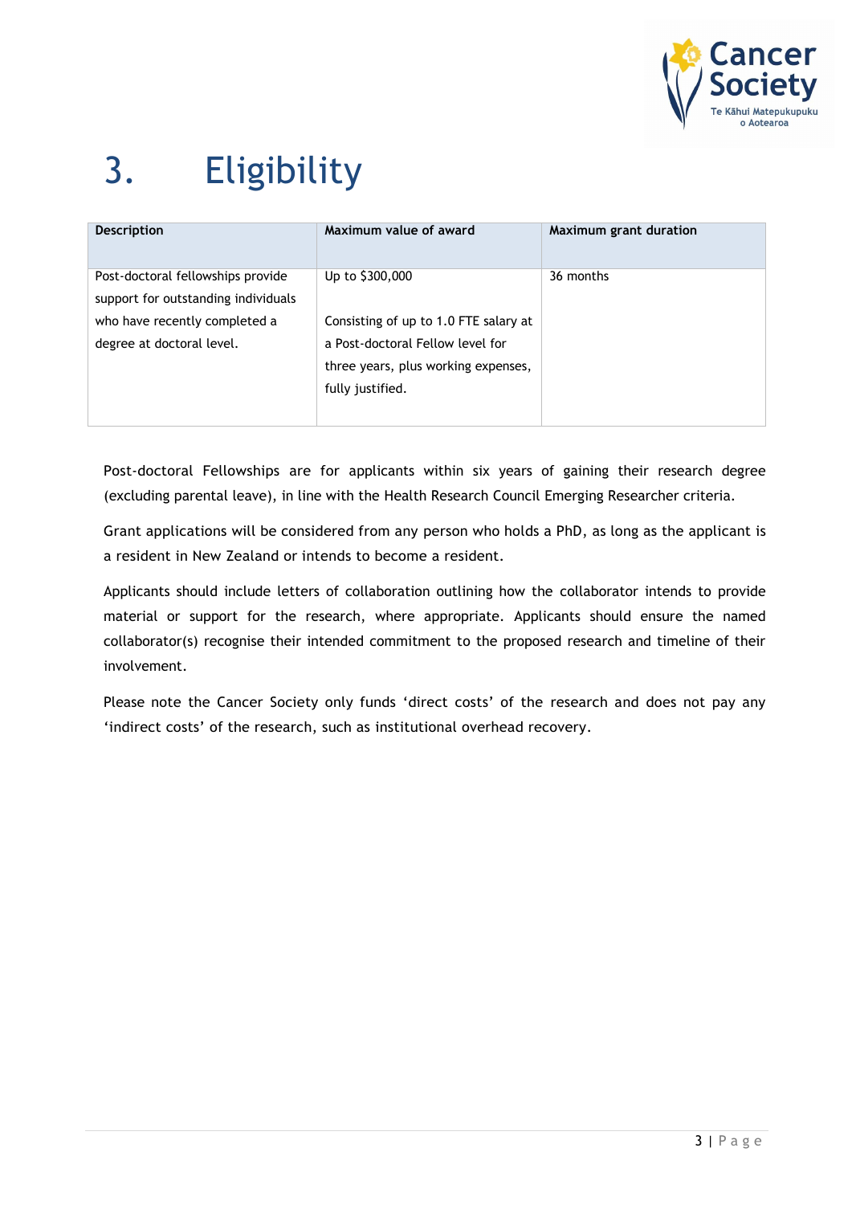# 3. Eligibility

| Description | Maximum value of award | Maximum grant duration |
|---|---|---|
| Post-doctoral fellowships provide support for outstanding individuals who have recently completed a degree at doctoral level. | Up to $300,000<br><br>Consisting of up to 1.0 FTE salary at a Post-doctoral Fellow level for three years, plus working expenses, fully justified. | 36 months |

Post-doctoral Fellowships are for applicants within six years of gaining their research degree (excluding parental leave), in line with the Health Research Council Emerging Researcher criteria.

Grant applications will be considered from any person who holds a PhD, as long as the applicant is a resident in New Zealand or intends to become a resident.

Applicants should include letters of collaboration outlining how the collaborator intends to provide material or support for the research, where appropriate. Applicants should ensure the named collaborator(s) recognise their intended commitment to the proposed research and timeline of their involvement.

Please note the Cancer Society only funds 'direct costs' of the research and does not pay any 'indirect costs' of the research, such as institutional overhead recovery.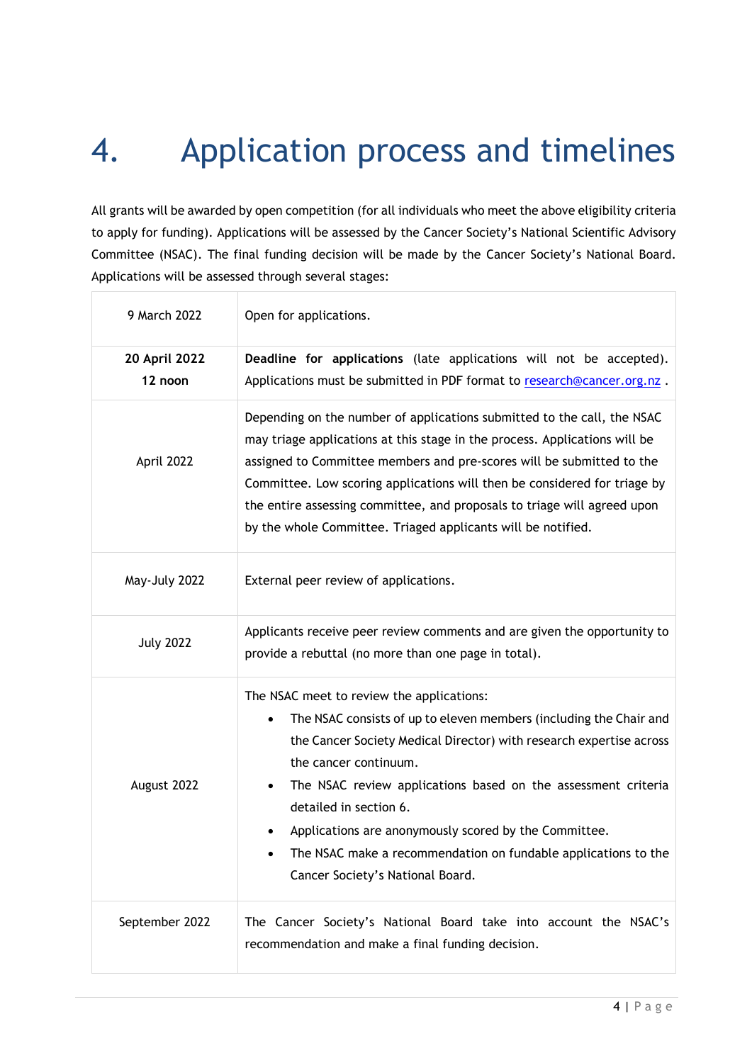# 4. Application process and timelines

All grants will be awarded by open competition (for all individuals who meet the above eligibility criteria to apply for funding). Applications will be assessed by the Cancer Society's National Scientific Advisory Committee (NSAC). The final funding decision will be made by the Cancer Society's National Board. Applications will be assessed through several stages:

| | |
|---|---|
| 9 March 2022 | Open for applications. |
| **20 April 2022 12 noon** | **Deadline for applications** (late applications will not be accepted). Applications must be submitted in PDF format to research@cancer.org.nz . |
| April 2022 | Depending on the number of applications submitted to the call, the NSAC may triage applications at this stage in the process. Applications will be assigned to Committee members and pre-scores will be submitted to the Committee. Low scoring applications will then be considered for triage by the entire assessing committee, and proposals to triage will agreed upon by the whole Committee. Triaged applicants will be notified. |
| May-July 2022 | External peer review of applications. |
| July 2022 | Applicants receive peer review comments and are given the opportunity to provide a rebuttal (no more than one page in total). |
| August 2022 | The NSAC meet to review the applications: <br>• The NSAC consists of up to eleven members (including the Chair and the Cancer Society Medical Director) with research expertise across the cancer continuum. <br>• The NSAC review applications based on the assessment criteria detailed in section 6. <br>• Applications are anonymously scored by the Committee. <br>• The NSAC make a recommendation on fundable applications to the Cancer Society's National Board. |
| September 2022 | The Cancer Society's National Board take into account the NSAC's recommendation and make a final funding decision. |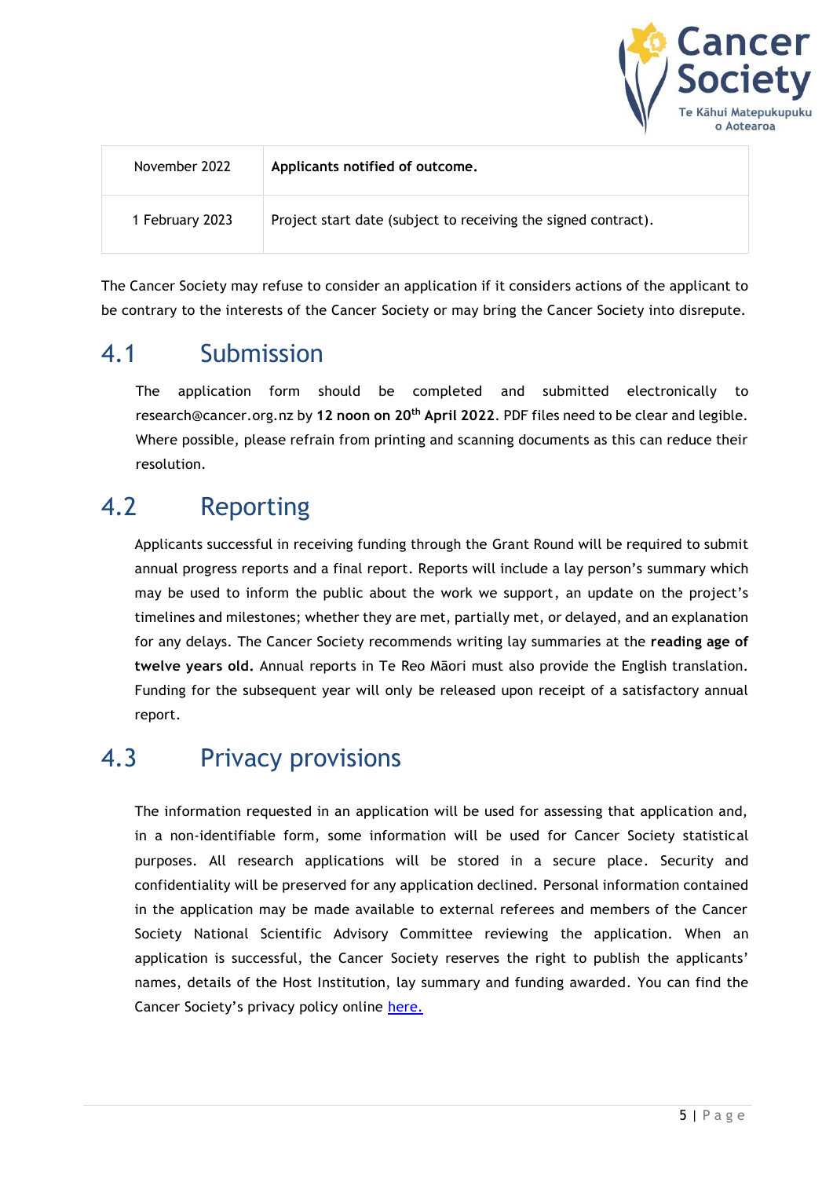| | |
|---|---|
| November 2022 | **Applicants notified of outcome.** |
| 1 February 2023 | Project start date (subject to receiving the signed contract). |

The Cancer Society may refuse to consider an application if it considers actions of the applicant to be contrary to the interests of the Cancer Society or may bring the Cancer Society into disrepute.

## 4.1 Submission

The application form should be completed and submitted electronically to research@cancer.org.nz by **12 noon on 20th April 2022**. PDF files need to be clear and legible. Where possible, please refrain from printing and scanning documents as this can reduce their resolution.

## 4.2 Reporting

Applicants successful in receiving funding through the Grant Round will be required to submit annual progress reports and a final report. Reports will include a lay person's summary which may be used to inform the public about the work we support, an update on the project's timelines and milestones; whether they are met, partially met, or delayed, and an explanation for any delays. The Cancer Society recommends writing lay summaries at the **reading age of twelve years old.** Annual reports in Te Reo Māori must also provide the English translation. Funding for the subsequent year will only be released upon receipt of a satisfactory annual report.

## 4.3 Privacy provisions

The information requested in an application will be used for assessing that application and, in a non-identifiable form, some information will be used for Cancer Society statistical purposes. All research applications will be stored in a secure place. Security and confidentiality will be preserved for any application declined. Personal information contained in the application may be made available to external referees and members of the Cancer Society National Scientific Advisory Committee reviewing the application. When an application is successful, the Cancer Society reserves the right to publish the applicants' names, details of the Host Institution, lay summary and funding awarded. You can find the Cancer Society's privacy policy online here.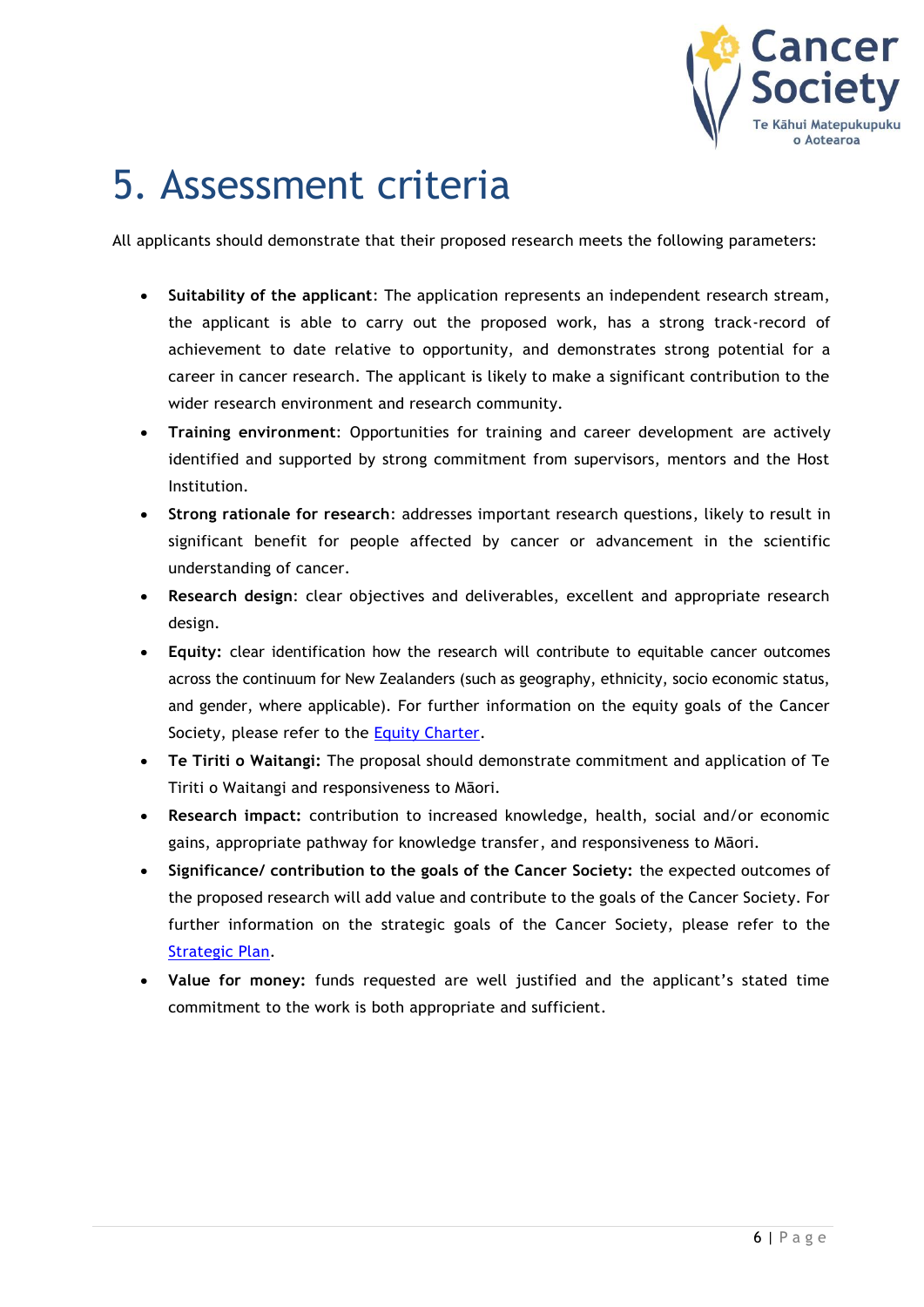# 5. Assessment criteria

All applicants should demonstrate that their proposed research meets the following parameters:

- **Suitability of the applicant**: The application represents an independent research stream, the applicant is able to carry out the proposed work, has a strong track-record of achievement to date relative to opportunity, and demonstrates strong potential for a career in cancer research. The applicant is likely to make a significant contribution to the wider research environment and research community.
- **Training environment**: Opportunities for training and career development are actively identified and supported by strong commitment from supervisors, mentors and the Host Institution.
- **Strong rationale for research**: addresses important research questions, likely to result in significant benefit for people affected by cancer or advancement in the scientific understanding of cancer.
- **Research design**: clear objectives and deliverables, excellent and appropriate research design.
- **Equity:** clear identification how the research will contribute to equitable cancer outcomes across the continuum for New Zealanders (such as geography, ethnicity, socio economic status, and gender, where applicable). For further information on the equity goals of the Cancer Society, please refer to the [Equity Charter](Equity Charter).
- **Te Tiriti o Waitangi:** The proposal should demonstrate commitment and application of Te Tiriti o Waitangi and responsiveness to Māori.
- **Research impact:** contribution to increased knowledge, health, social and/or economic gains, appropriate pathway for knowledge transfer, and responsiveness to Māori.
- **Significance/ contribution to the goals of the Cancer Society:** the expected outcomes of the proposed research will add value and contribute to the goals of the Cancer Society. For further information on the strategic goals of the Cancer Society, please refer to the [Strategic Plan](Strategic Plan).
- **Value for money:** funds requested are well justified and the applicant's stated time commitment to the work is both appropriate and sufficient.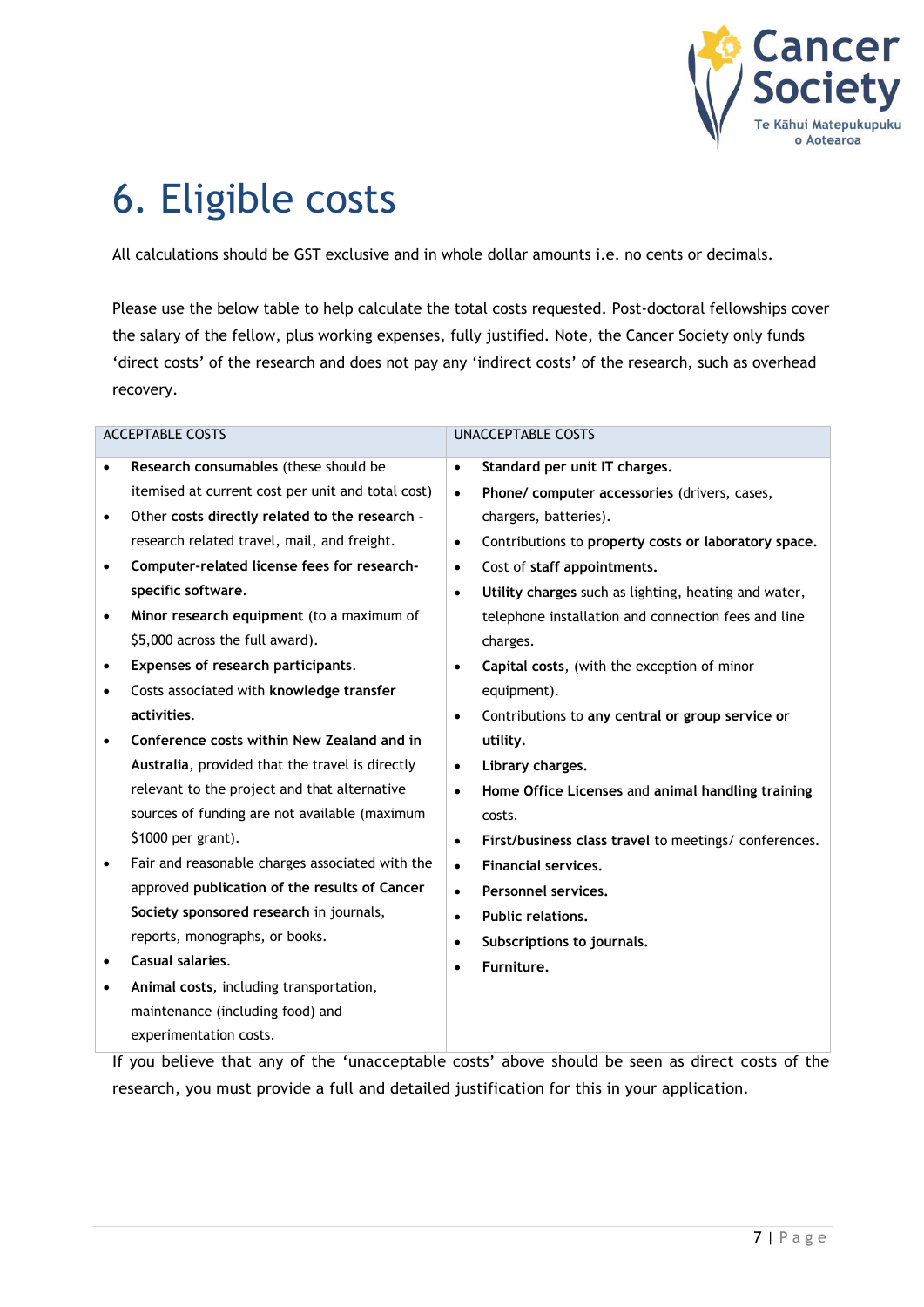# 6. Eligible costs

All calculations should be GST exclusive and in whole dollar amounts i.e. no cents or decimals.

Please use the below table to help calculate the total costs requested. Post-doctoral fellowships cover the salary of the fellow, plus working expenses, fully justified. Note, the Cancer Society only funds 'direct costs' of the research and does not pay any 'indirect costs' of the research, such as overhead recovery.

| ACCEPTABLE COSTS | UNACCEPTABLE COSTS |
| --- | --- |
| • **Research consumables** (these should be itemised at current cost per unit and total cost)<br>• Other **costs directly related to the research** – research related travel, mail, and freight.<br>• **Computer-related license fees for research-specific software**.<br>• **Minor research equipment** (to a maximum of $5,000 across the full award).<br>• **Expenses of research participants**.<br>• Costs associated with **knowledge transfer activities**.<br>• **Conference costs within New Zealand and in Australia**, provided that the travel is directly relevant to the project and that alternative sources of funding are not available (maximum $1000 per grant).<br>• Fair and reasonable charges associated with the approved **publication of the results of Cancer Society sponsored research** in journals, reports, monographs, or books.<br>• **Casual salaries**.<br>• **Animal costs**, including transportation, maintenance (including food) and experimentation costs. | • **Standard per unit IT charges.**<br>• **Phone/ computer accessories** (drivers, cases, chargers, batteries).<br>• Contributions to **property costs or laboratory space.**<br>• Cost of **staff appointments.**<br>• **Utility charges** such as lighting, heating and water, telephone installation and connection fees and line charges.<br>• **Capital costs**, (with the exception of minor equipment).<br>• Contributions to **any central or group service or utility.**<br>• **Library charges.**<br>• **Home Office Licenses** and **animal handling training** costs.<br>• **First/business class travel** to meetings/ conferences.<br>• **Financial services.**<br>• **Personnel services.**<br>• **Public relations.**<br>• **Subscriptions to journals.**<br>• **Furniture.** |

If you believe that any of the 'unacceptable costs' above should be seen as direct costs of the research, you must provide a full and detailed justification for this in your application.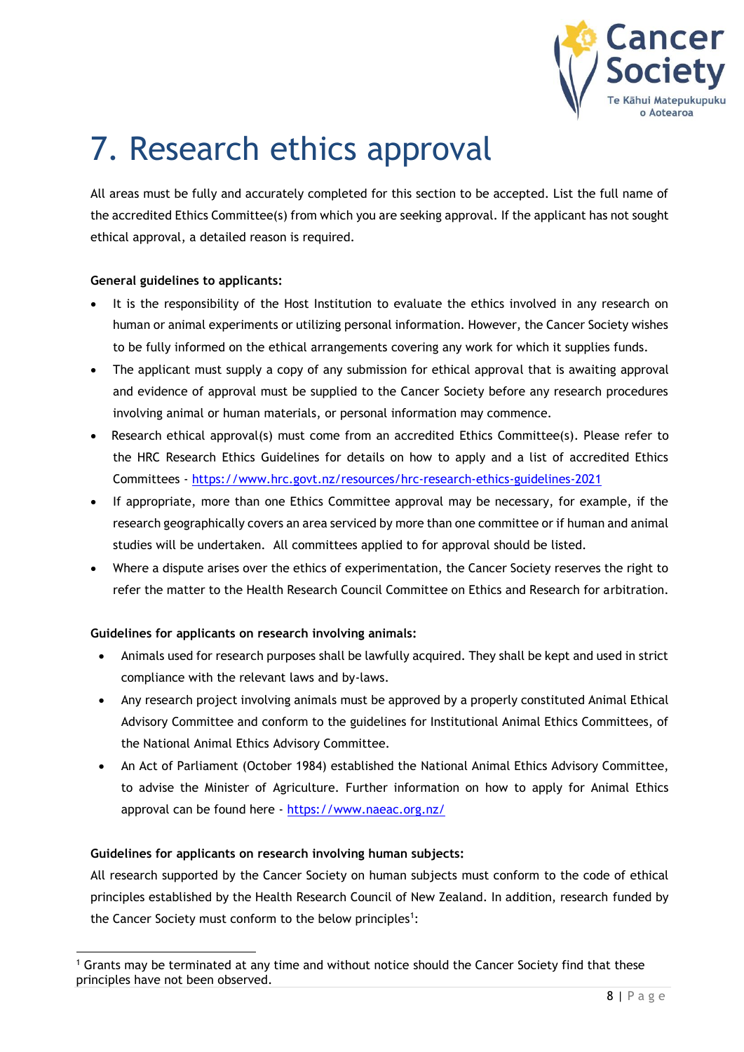# 7. Research ethics approval

All areas must be fully and accurately completed for this section to be accepted. List the full name of the accredited Ethics Committee(s) from which you are seeking approval. If the applicant has not sought ethical approval, a detailed reason is required.

**General guidelines to applicants:**

- It is the responsibility of the Host Institution to evaluate the ethics involved in any research on human or animal experiments or utilizing personal information. However, the Cancer Society wishes to be fully informed on the ethical arrangements covering any work for which it supplies funds.
- The applicant must supply a copy of any submission for ethical approval that is awaiting approval and evidence of approval must be supplied to the Cancer Society before any research procedures involving animal or human materials, or personal information may commence.
- Research ethical approval(s) must come from an accredited Ethics Committee(s). Please refer to the HRC Research Ethics Guidelines for details on how to apply and a list of accredited Ethics Committees - https://www.hrc.govt.nz/resources/hrc-research-ethics-guidelines-2021
- If appropriate, more than one Ethics Committee approval may be necessary, for example, if the research geographically covers an area serviced by more than one committee or if human and animal studies will be undertaken. All committees applied to for approval should be listed.
- Where a dispute arises over the ethics of experimentation, the Cancer Society reserves the right to refer the matter to the Health Research Council Committee on Ethics and Research for arbitration.

**Guidelines for applicants on research involving animals:**

- Animals used for research purposes shall be lawfully acquired. They shall be kept and used in strict compliance with the relevant laws and by-laws.
- Any research project involving animals must be approved by a properly constituted Animal Ethical Advisory Committee and conform to the guidelines for Institutional Animal Ethics Committees, of the National Animal Ethics Advisory Committee.
- An Act of Parliament (October 1984) established the National Animal Ethics Advisory Committee, to advise the Minister of Agriculture. Further information on how to apply for Animal Ethics approval can be found here - https://www.naeac.org.nz/

**Guidelines for applicants on research involving human subjects:**

All research supported by the Cancer Society on human subjects must conform to the code of ethical principles established by the Health Research Council of New Zealand. In addition, research funded by the Cancer Society must conform to the below principles[1]:

[1] Grants may be terminated at any time and without notice should the Cancer Society find that these principles have not been observed.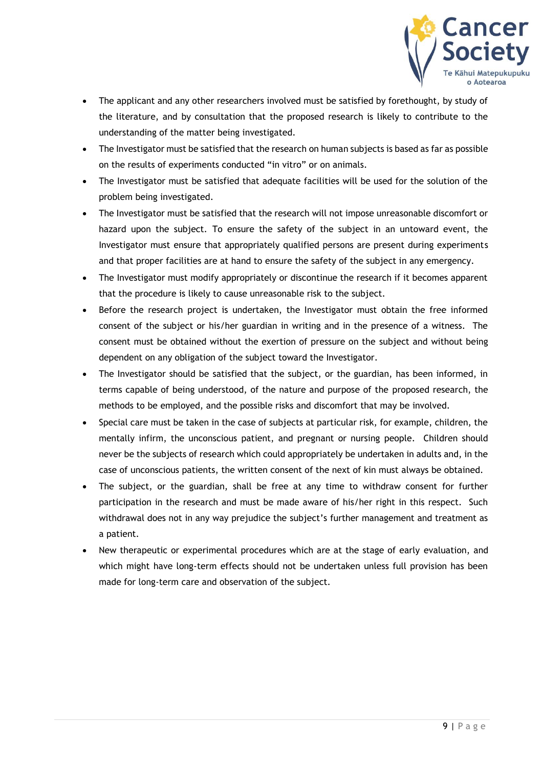- The applicant and any other researchers involved must be satisfied by forethought, by study of the literature, and by consultation that the proposed research is likely to contribute to the understanding of the matter being investigated.
- The Investigator must be satisfied that the research on human subjects is based as far as possible on the results of experiments conducted “in vitro” or on animals.
- The Investigator must be satisfied that adequate facilities will be used for the solution of the problem being investigated.
- The Investigator must be satisfied that the research will not impose unreasonable discomfort or hazard upon the subject. To ensure the safety of the subject in an untoward event, the Investigator must ensure that appropriately qualified persons are present during experiments and that proper facilities are at hand to ensure the safety of the subject in any emergency.
- The Investigator must modify appropriately or discontinue the research if it becomes apparent that the procedure is likely to cause unreasonable risk to the subject.
- Before the research project is undertaken, the Investigator must obtain the free informed consent of the subject or his/her guardian in writing and in the presence of a witness. The consent must be obtained without the exertion of pressure on the subject and without being dependent on any obligation of the subject toward the Investigator.
- The Investigator should be satisfied that the subject, or the guardian, has been informed, in terms capable of being understood, of the nature and purpose of the proposed research, the methods to be employed, and the possible risks and discomfort that may be involved.
- Special care must be taken in the case of subjects at particular risk, for example, children, the mentally infirm, the unconscious patient, and pregnant or nursing people. Children should never be the subjects of research which could appropriately be undertaken in adults and, in the case of unconscious patients, the written consent of the next of kin must always be obtained.
- The subject, or the guardian, shall be free at any time to withdraw consent for further participation in the research and must be made aware of his/her right in this respect. Such withdrawal does not in any way prejudice the subject’s further management and treatment as a patient.
- New therapeutic or experimental procedures which are at the stage of early evaluation, and which might have long-term effects should not be undertaken unless full provision has been made for long-term care and observation of the subject.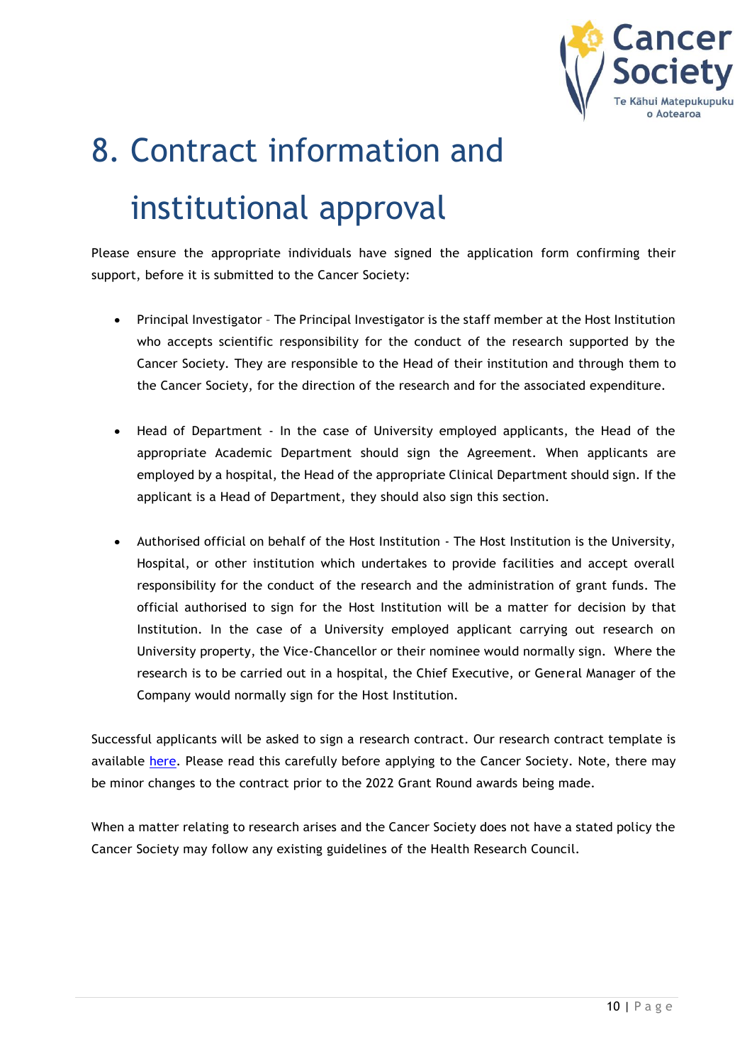# 8. Contract information and institutional approval

Please ensure the appropriate individuals have signed the application form confirming their support, before it is submitted to the Cancer Society:

- Principal Investigator – The Principal Investigator is the staff member at the Host Institution who accepts scientific responsibility for the conduct of the research supported by the Cancer Society. They are responsible to the Head of their institution and through them to the Cancer Society, for the direction of the research and for the associated expenditure.

- Head of Department - In the case of University employed applicants, the Head of the appropriate Academic Department should sign the Agreement. When applicants are employed by a hospital, the Head of the appropriate Clinical Department should sign. If the applicant is a Head of Department, they should also sign this section.

- Authorised official on behalf of the Host Institution - The Host Institution is the University, Hospital, or other institution which undertakes to provide facilities and accept overall responsibility for the conduct of the research and the administration of grant funds. The official authorised to sign for the Host Institution will be a matter for decision by that Institution. In the case of a University employed applicant carrying out research on University property, the Vice-Chancellor or their nominee would normally sign. Where the research is to be carried out in a hospital, the Chief Executive, or General Manager of the Company would normally sign for the Host Institution.

Successful applicants will be asked to sign a research contract. Our research contract template is available here. Please read this carefully before applying to the Cancer Society. Note, there may be minor changes to the contract prior to the 2022 Grant Round awards being made.

When a matter relating to research arises and the Cancer Society does not have a stated policy the Cancer Society may follow any existing guidelines of the Health Research Council.